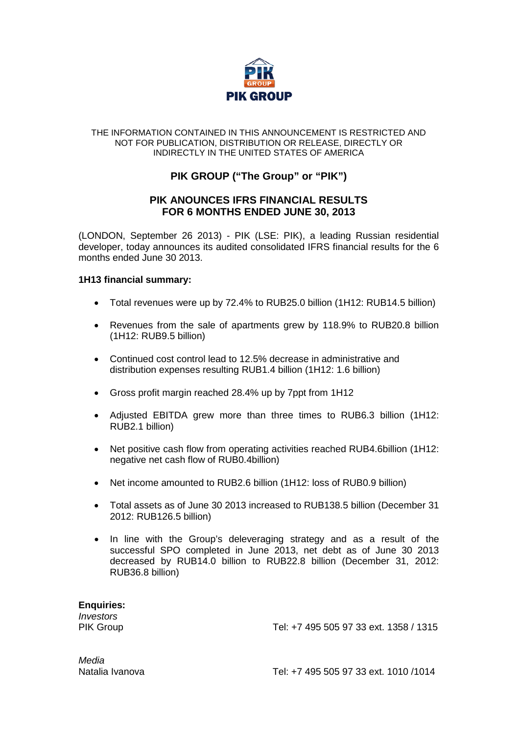PIK GROUP

THE INFORMATION CONTAINED IN THIS ANNOUNCEMENT IS RESTRICTED AND NOT FOR PUBLICATION, DISTRIBUTION OR RELEASE, DIRECTLY OR INDIRECTLY IN THE UNITED STATES OF AMERICA

# PIK GROUP ("The Group" or "PIK")

## PIK ANOUNCES IFRS FINANCIAL RESULTS FOR 6 MONTHS ENDED JUNE 30, 2013

(LONDON, September 26 2013) - PIK (LSE: PIK), a leading Russian residential developer, today announces its audited consolidated IFRS financial results for the 6 months ended June 30 2013.

**1H13 financial summary:**

- Total revenues were up by 72.4% to RUB25.0 billion (1H12: RUB14.5 billion)
- Revenues from the sale of apartments grew by 118.9% to RUB20.8 billion (1H12: RUB9.5 billion)
- Continued cost control lead to 12.5% decrease in administrative and distribution expenses resulting RUB1.4 billion (1H12: 1.6 billion)
- Gross profit margin reached 28.4% up by 7ppt from 1H12
- Adjusted EBITDA grew more than three times to RUB6.3 billion (1H12: RUB2.1 billion)
- Net positive cash flow from operating activities reached RUB4.6billion (1H12: negative net cash flow of RUB0.4billion)
- Net income amounted to RUB2.6 billion (1H12: loss of RUB0.9 billion)
- Total assets as of June 30 2013 increased to RUB138.5 billion (December 31 2012: RUB126.5 billion)
- In line with the Group's deleveraging strategy and as a result of the successful SPO completed in June 2013, net debt as of June 30 2013 decreased by RUB14.0 billion to RUB22.8 billion (December 31, 2012: RUB36.8 billion)

**Enquiries:**

*Investors*

PIK Group Tel: +7 495 505 97 33 ext. 1358 / 1315

*Media*

Natalia Ivanova Tel: +7 495 505 97 33 ext. 1010 /1014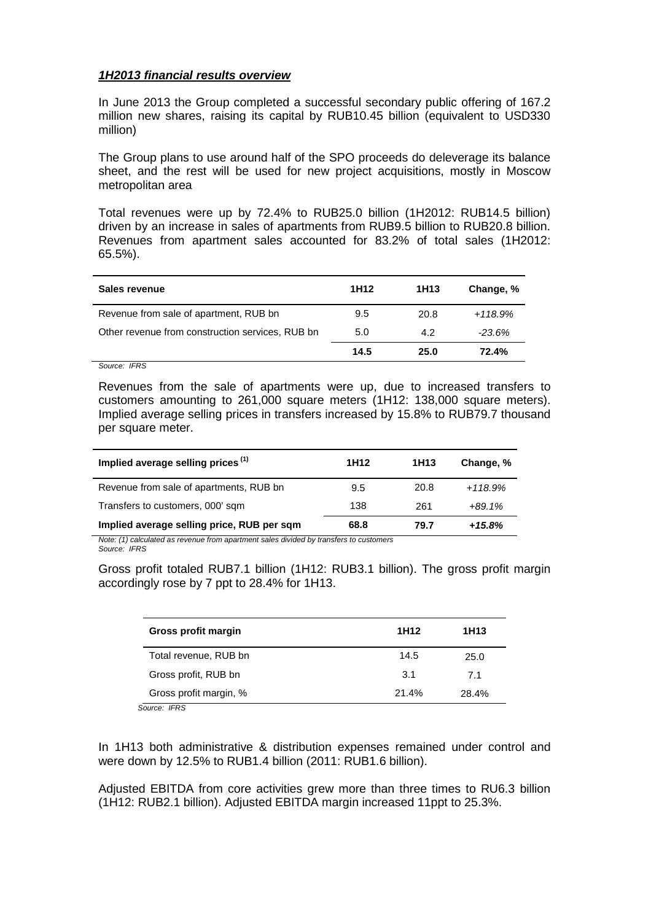***1H2013 financial results overview***

In June 2013 the Group completed a successful secondary public offering of 167.2 million new shares, raising its capital by RUB10.45 billion (equivalent to USD330 million)

The Group plans to use around half of the SPO proceeds do deleverage its balance sheet, and the rest will be used for new project acquisitions, mostly in Moscow metropolitan area

Total revenues were up by 72.4% to RUB25.0 billion (1H2012: RUB14.5 billion) driven by an increase in sales of apartments from RUB9.5 billion to RUB20.8 billion. Revenues from apartment sales accounted for 83.2% of total sales (1H2012: 65.5%).

| Sales revenue | 1H12 | 1H13 | Change, % |
|---|---|---|---|
| Revenue from sale of apartment, RUB bn | 9.5 | 20.8 | *+118.9%* |
| Other revenue from construction services, RUB bn | 5.0 | 4.2 | *-23.6%* |
| | **14.5** | **25.0** | **72.4%** |

*Source: IFRS*

Revenues from the sale of apartments were up, due to increased transfers to customers amounting to 261,000 square meters (1H12: 138,000 square meters). Implied average selling prices in transfers increased by 15.8% to RUB79.7 thousand per square meter.

| Implied average selling prices [1] | 1H12 | 1H13 | Change, % |
|---|---|---|---|
| Revenue from sale of apartments, RUB bn | 9.5 | 20.8 | *+118.9%* |
| Transfers to customers, 000' sqm | 138 | 261 | *+89.1%* |
| **Implied average selling price, RUB per sqm** | **68.8** | **79.7** | ***+15.8%*** |

*Note: (1) calculated as revenue from apartment sales divided by transfers to customers*
*Source: IFRS*

Gross profit totaled RUB7.1 billion (1H12: RUB3.1 billion). The gross profit margin accordingly rose by 7 ppt to 28.4% for 1H13.

| Gross profit margin | 1H12 | 1H13 |
|---|---|---|
| Total revenue, RUB bn | 14.5 | 25.0 |
| Gross profit, RUB bn | 3.1 | 7.1 |
| Gross profit margin, % | 21.4% | 28.4% |

*Source: IFRS*

In 1H13 both administrative & distribution expenses remained under control and were down by 12.5% to RUB1.4 billion (2011: RUB1.6 billion).

Adjusted EBITDA from core activities grew more than three times to RU6.3 billion (1H12: RUB2.1 billion). Adjusted EBITDA margin increased 11ppt to 25.3%.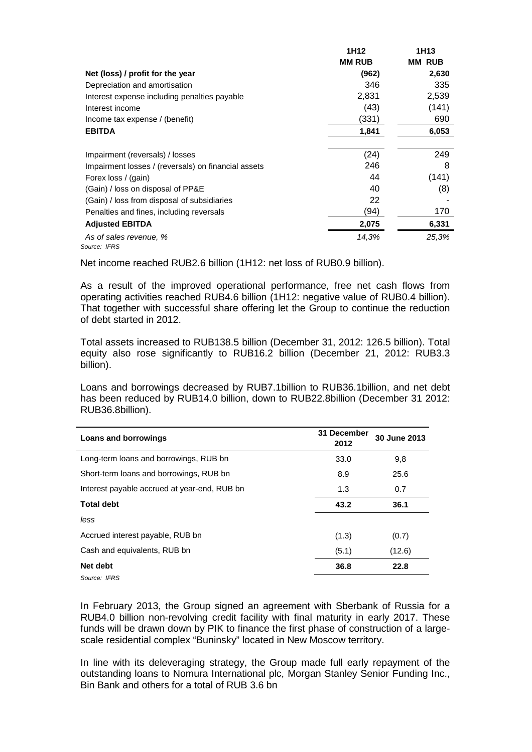| | 1H12 MM RUB | 1H13 MM RUB |
|---|---|---|
| **Net (loss) / profit for the year** | **(962)** | **2,630** |
| Depreciation and amortisation | 346 | 335 |
| Interest expense including penalties payable | 2,831 | 2,539 |
| Interest income | (43) | (141) |
| Income tax expense / (benefit) | (331) | 690 |
| **EBITDA** | **1,841** | **6,053** |
| Impairment (reversals) / losses | (24) | 249 |
| Impairment losses / (reversals) on financial assets | 246 | 8 |
| Forex loss / (gain) | 44 | (141) |
| (Gain) / loss on disposal of PP&E | 40 | (8) |
| (Gain) / loss from disposal of subsidiaries | 22 | - |
| Penalties and fines, including reversals | (94) | 170 |
| **Adjusted EBITDA** | **2,075** | **6,331** |
| *As of sales revenue, %* | *14,3%* | *25,3%* |

*Source: IFRS*

Net income reached RUB2.6 billion (1H12: net loss of RUB0.9 billion).

As a result of the improved operational performance, free net cash flows from operating activities reached RUB4.6 billion (1H12: negative value of RUB0.4 billion). That together with successful share offering let the Group to continue the reduction of debt started in 2012.

Total assets increased to RUB138.5 billion (December 31, 2012: 126.5 billion). Total equity also rose significantly to RUB16.2 billion (December 21, 2012: RUB3.3 billion).

Loans and borrowings decreased by RUB7.1billion to RUB36.1billion, and net debt has been reduced by RUB14.0 billion, down to RUB22.8billion (December 31 2012: RUB36.8billion).

| **Loans and borrowings** | **31 December 2012** | **30 June 2013** |
|---|---|---|
| Long-term loans and borrowings, RUB bn | 33.0 | 9,8 |
| Short-term loans and borrowings, RUB bn | 8.9 | 25.6 |
| Interest payable accrued at year-end, RUB bn | 1.3 | 0.7 |
| **Total debt** | **43.2** | **36.1** |
| *less* | | |
| Accrued interest payable, RUB bn | (1.3) | (0.7) |
| Cash and equivalents, RUB bn | (5.1) | (12.6) |
| **Net debt** | **36.8** | **22.8** |

*Source: IFRS*

In February 2013, the Group signed an agreement with Sberbank of Russia for a RUB4.0 billion non-revolving credit facility with final maturity in early 2017. These funds will be drawn down by PIK to finance the first phase of construction of a large-scale residential complex "Buninsky" located in New Moscow territory.

In line with its deleveraging strategy, the Group made full early repayment of the outstanding loans to Nomura International plc, Morgan Stanley Senior Funding Inc., Bin Bank and others for a total of RUB 3.6 bn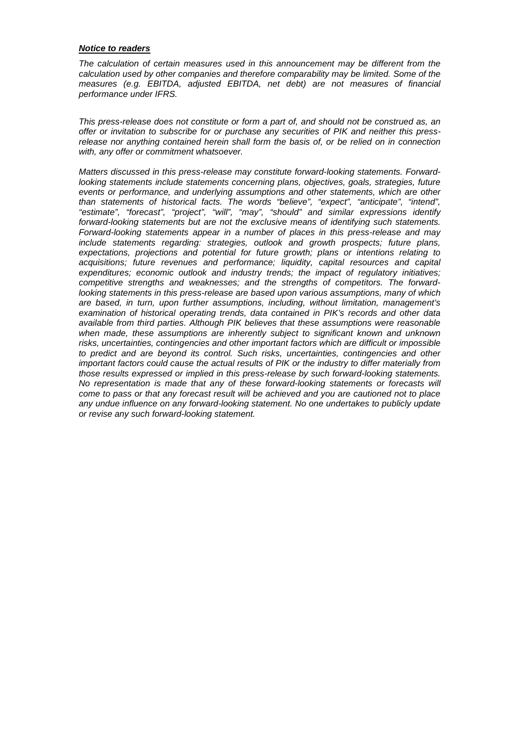***Notice to readers***

*The calculation of certain measures used in this announcement may be different from the calculation used by other companies and therefore comparability may be limited. Some of the measures (e.g. EBITDA, adjusted EBITDA, net debt) are not measures of financial performance under IFRS.*

*This press-release does not constitute or form a part of, and should not be construed as, an offer or invitation to subscribe for or purchase any securities of PIK and neither this press-release nor anything contained herein shall form the basis of, or be relied on in connection with, any offer or commitment whatsoever.*

*Matters discussed in this press-release may constitute forward-looking statements. Forward-looking statements include statements concerning plans, objectives, goals, strategies, future events or performance, and underlying assumptions and other statements, which are other than statements of historical facts. The words "believe", "expect", "anticipate", "intend", "estimate", "forecast", "project", "will", "may", "should" and similar expressions identify forward-looking statements but are not the exclusive means of identifying such statements. Forward-looking statements appear in a number of places in this press-release and may include statements regarding: strategies, outlook and growth prospects; future plans, expectations, projections and potential for future growth; plans or intentions relating to acquisitions; future revenues and performance; liquidity, capital resources and capital expenditures; economic outlook and industry trends; the impact of regulatory initiatives; competitive strengths and weaknesses; and the strengths of competitors. The forward-looking statements in this press-release are based upon various assumptions, many of which are based, in turn, upon further assumptions, including, without limitation, management's examination of historical operating trends, data contained in PIK's records and other data available from third parties. Although PIK believes that these assumptions were reasonable when made, these assumptions are inherently subject to significant known and unknown risks, uncertainties, contingencies and other important factors which are difficult or impossible to predict and are beyond its control. Such risks, uncertainties, contingencies and other important factors could cause the actual results of PIK or the industry to differ materially from those results expressed or implied in this press-release by such forward-looking statements. No representation is made that any of these forward-looking statements or forecasts will come to pass or that any forecast result will be achieved and you are cautioned not to place any undue influence on any forward-looking statement. No one undertakes to publicly update or revise any such forward-looking statement.*